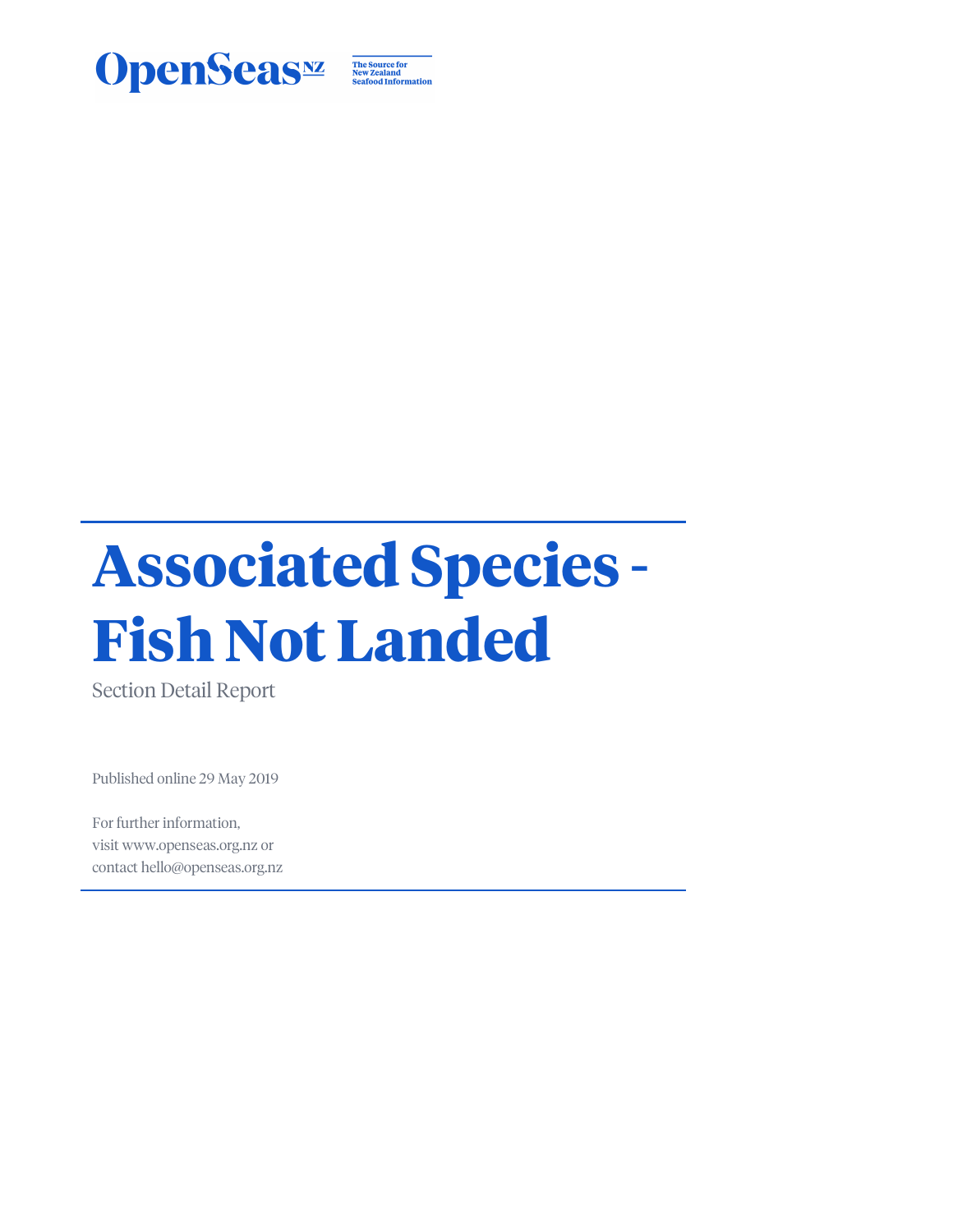OpenSeas NZ

The Source for New Zealand Seafood Information

# Associated Species - Fish Not Landed

Section Detail Report

Published online 29 May 2019

For further information,
visit www.openseas.org.nz or
contact hello@openseas.org.nz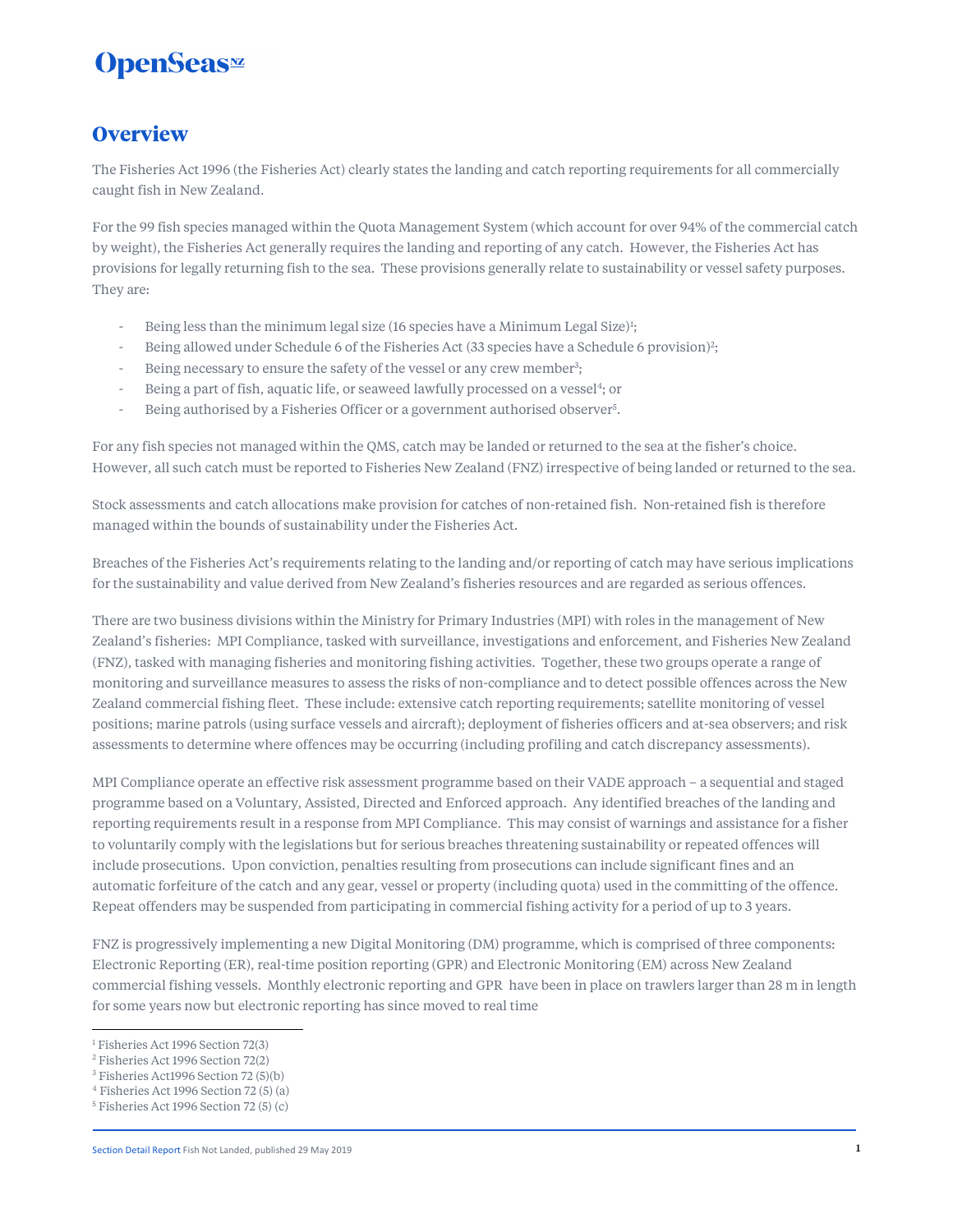## Overview

The Fisheries Act 1996 (the Fisheries Act) clearly states the landing and catch reporting requirements for all commercially caught fish in New Zealand.

For the 99 fish species managed within the Quota Management System (which account for over 94% of the commercial catch by weight), the Fisheries Act generally requires the landing and reporting of any catch. However, the Fisheries Act has provisions for legally returning fish to the sea. These provisions generally relate to sustainability or vessel safety purposes. They are:

- Being less than the minimum legal size (16 species have a Minimum Legal Size)[1];
- Being allowed under Schedule 6 of the Fisheries Act (33 species have a Schedule 6 provision)[2];
- Being necessary to ensure the safety of the vessel or any crew member[3];
- Being a part of fish, aquatic life, or seaweed lawfully processed on a vessel[4]; or
- Being authorised by a Fisheries Officer or a government authorised observer[5].

For any fish species not managed within the QMS, catch may be landed or returned to the sea at the fisher's choice. However, all such catch must be reported to Fisheries New Zealand (FNZ) irrespective of being landed or returned to the sea.

Stock assessments and catch allocations make provision for catches of non-retained fish. Non-retained fish is therefore managed within the bounds of sustainability under the Fisheries Act.

Breaches of the Fisheries Act's requirements relating to the landing and/or reporting of catch may have serious implications for the sustainability and value derived from New Zealand's fisheries resources and are regarded as serious offences.

There are two business divisions within the Ministry for Primary Industries (MPI) with roles in the management of New Zealand's fisheries: MPI Compliance, tasked with surveillance, investigations and enforcement, and Fisheries New Zealand (FNZ), tasked with managing fisheries and monitoring fishing activities. Together, these two groups operate a range of monitoring and surveillance measures to assess the risks of non-compliance and to detect possible offences across the New Zealand commercial fishing fleet. These include: extensive catch reporting requirements; satellite monitoring of vessel positions; marine patrols (using surface vessels and aircraft); deployment of fisheries officers and at-sea observers; and risk assessments to determine where offences may be occurring (including profiling and catch discrepancy assessments).

MPI Compliance operate an effective risk assessment programme based on their VADE approach – a sequential and staged programme based on a Voluntary, Assisted, Directed and Enforced approach. Any identified breaches of the landing and reporting requirements result in a response from MPI Compliance. This may consist of warnings and assistance for a fisher to voluntarily comply with the legislations but for serious breaches threatening sustainability or repeated offences will include prosecutions. Upon conviction, penalties resulting from prosecutions can include significant fines and an automatic forfeiture of the catch and any gear, vessel or property (including quota) used in the committing of the offence. Repeat offenders may be suspended from participating in commercial fishing activity for a period of up to 3 years.

FNZ is progressively implementing a new Digital Monitoring (DM) programme, which is comprised of three components: Electronic Reporting (ER), real-time position reporting (GPR) and Electronic Monitoring (EM) across New Zealand commercial fishing vessels. Monthly electronic reporting and GPR have been in place on trawlers larger than 28 m in length for some years now but electronic reporting has since moved to real time

[1] Fisheries Act 1996 Section 72(3)
[2] Fisheries Act 1996 Section 72(2)
[3] Fisheries Act1996 Section 72 (5)(b)
[4] Fisheries Act 1996 Section 72 (5) (a)
[5] Fisheries Act 1996 Section 72 (5) (c)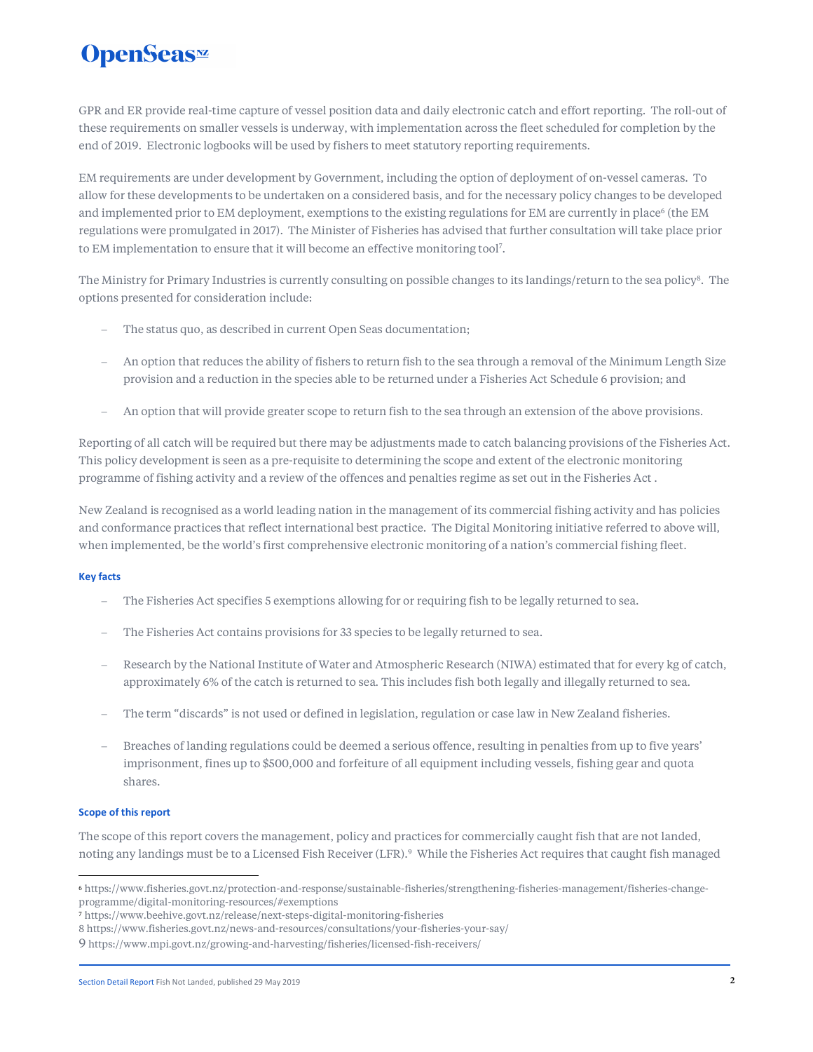GPR and ER provide real-time capture of vessel position data and daily electronic catch and effort reporting. The roll-out of these requirements on smaller vessels is underway, with implementation across the fleet scheduled for completion by the end of 2019. Electronic logbooks will be used by fishers to meet statutory reporting requirements.

EM requirements are under development by Government, including the option of deployment of on-vessel cameras. To allow for these developments to be undertaken on a considered basis, and for the necessary policy changes to be developed and implemented prior to EM deployment, exemptions to the existing regulations for EM are currently in place[6] (the EM regulations were promulgated in 2017). The Minister of Fisheries has advised that further consultation will take place prior to EM implementation to ensure that it will become an effective monitoring tool[7].

The Ministry for Primary Industries is currently consulting on possible changes to its landings/return to the sea policy[8]. The options presented for consideration include:

- The status quo, as described in current Open Seas documentation;
- An option that reduces the ability of fishers to return fish to the sea through a removal of the Minimum Length Size provision and a reduction in the species able to be returned under a Fisheries Act Schedule 6 provision; and
- An option that will provide greater scope to return fish to the sea through an extension of the above provisions.

Reporting of all catch will be required but there may be adjustments made to catch balancing provisions of the Fisheries Act. This policy development is seen as a pre-requisite to determining the scope and extent of the electronic monitoring programme of fishing activity and a review of the offences and penalties regime as set out in the Fisheries Act .

New Zealand is recognised as a world leading nation in the management of its commercial fishing activity and has policies and conformance practices that reflect international best practice. The Digital Monitoring initiative referred to above will, when implemented, be the world's first comprehensive electronic monitoring of a nation's commercial fishing fleet.

#### Key facts

- The Fisheries Act specifies 5 exemptions allowing for or requiring fish to be legally returned to sea.
- The Fisheries Act contains provisions for 33 species to be legally returned to sea.
- Research by the National Institute of Water and Atmospheric Research (NIWA) estimated that for every kg of catch, approximately 6% of the catch is returned to sea. This includes fish both legally and illegally returned to sea.
- The term "discards" is not used or defined in legislation, regulation or case law in New Zealand fisheries.
- Breaches of landing regulations could be deemed a serious offence, resulting in penalties from up to five years' imprisonment, fines up to $500,000 and forfeiture of all equipment including vessels, fishing gear and quota shares.

#### Scope of this report

The scope of this report covers the management, policy and practices for commercially caught fish that are not landed, noting any landings must be to a Licensed Fish Receiver (LFR).[9] While the Fisheries Act requires that caught fish managed

---

[6] https://www.fisheries.govt.nz/protection-and-response/sustainable-fisheries/strengthening-fisheries-management/fisheries-change-programme/digital-monitoring-resources/#exemptions

[7] https://www.beehive.govt.nz/release/next-steps-digital-monitoring-fisheries

[8] https://www.fisheries.govt.nz/news-and-resources/consultations/your-fisheries-your-say/

[9] https://www.mpi.govt.nz/growing-and-harvesting/fisheries/licensed-fish-receivers/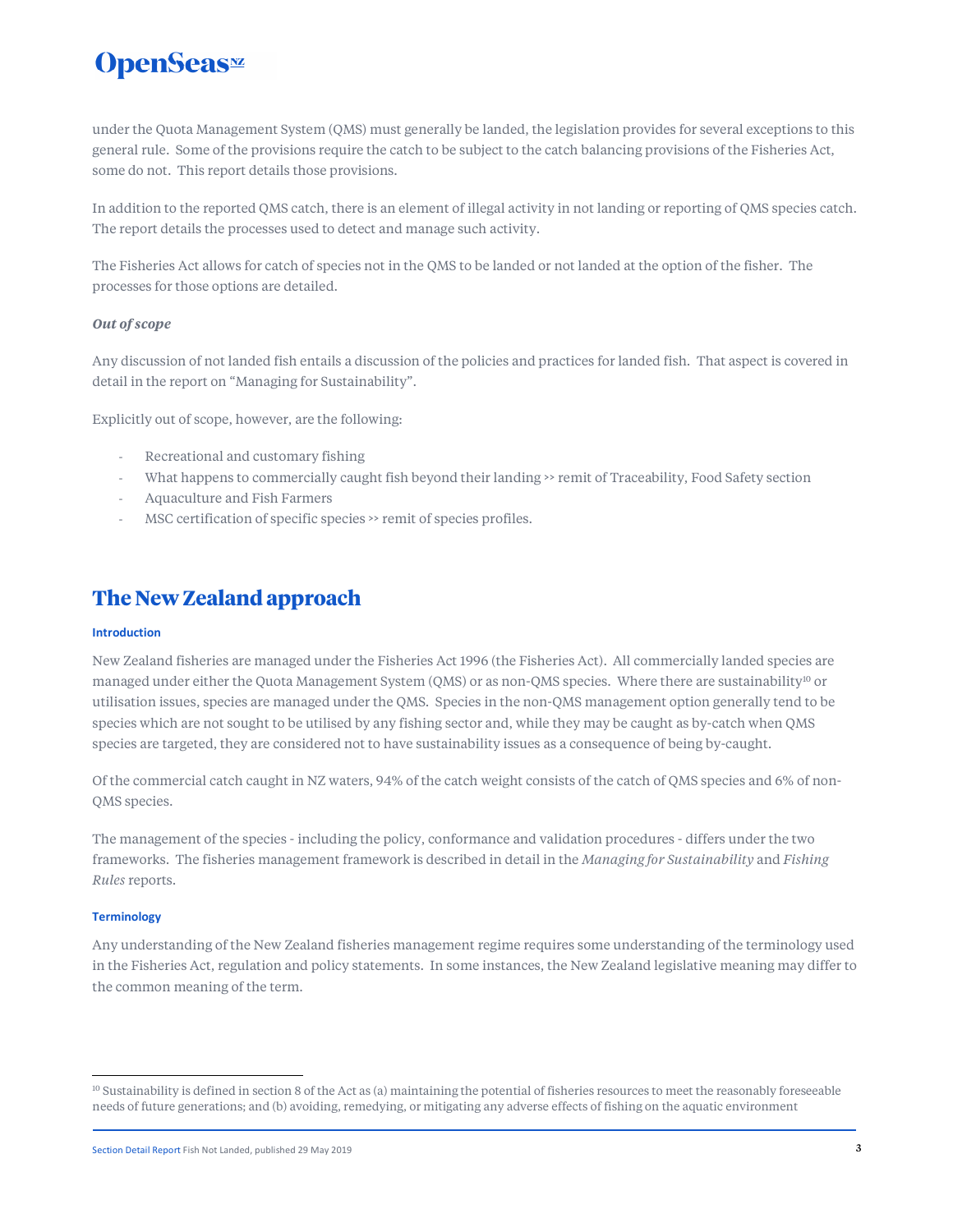under the Quota Management System (QMS) must generally be landed, the legislation provides for several exceptions to this general rule. Some of the provisions require the catch to be subject to the catch balancing provisions of the Fisheries Act, some do not. This report details those provisions.

In addition to the reported QMS catch, there is an element of illegal activity in not landing or reporting of QMS species catch. The report details the processes used to detect and manage such activity.

The Fisheries Act allows for catch of species not in the QMS to be landed or not landed at the option of the fisher. The processes for those options are detailed.

***Out of scope***

Any discussion of not landed fish entails a discussion of the policies and practices for landed fish. That aspect is covered in detail in the report on "Managing for Sustainability".

Explicitly out of scope, however, are the following:

- Recreational and customary fishing
- What happens to commercially caught fish beyond their landing >> remit of Traceability, Food Safety section
- Aquaculture and Fish Farmers
- MSC certification of specific species >> remit of species profiles.

## The New Zealand approach

#### Introduction

New Zealand fisheries are managed under the Fisheries Act 1996 (the Fisheries Act). All commercially landed species are managed under either the Quota Management System (QMS) or as non-QMS species. Where there are sustainability[10] or utilisation issues, species are managed under the QMS. Species in the non-QMS management option generally tend to be species which are not sought to be utilised by any fishing sector and, while they may be caught as by-catch when QMS species are targeted, they are considered not to have sustainability issues as a consequence of being by-caught.

Of the commercial catch caught in NZ waters, 94% of the catch weight consists of the catch of QMS species and 6% of non-QMS species.

The management of the species - including the policy, conformance and validation procedures - differs under the two frameworks. The fisheries management framework is described in detail in the *Managing for Sustainability* and *Fishing Rules* reports.

#### Terminology

Any understanding of the New Zealand fisheries management regime requires some understanding of the terminology used in the Fisheries Act, regulation and policy statements. In some instances, the New Zealand legislative meaning may differ to the common meaning of the term.

[10] Sustainability is defined in section 8 of the Act as (a) maintaining the potential of fisheries resources to meet the reasonably foreseeable needs of future generations; and (b) avoiding, remedying, or mitigating any adverse effects of fishing on the aquatic environment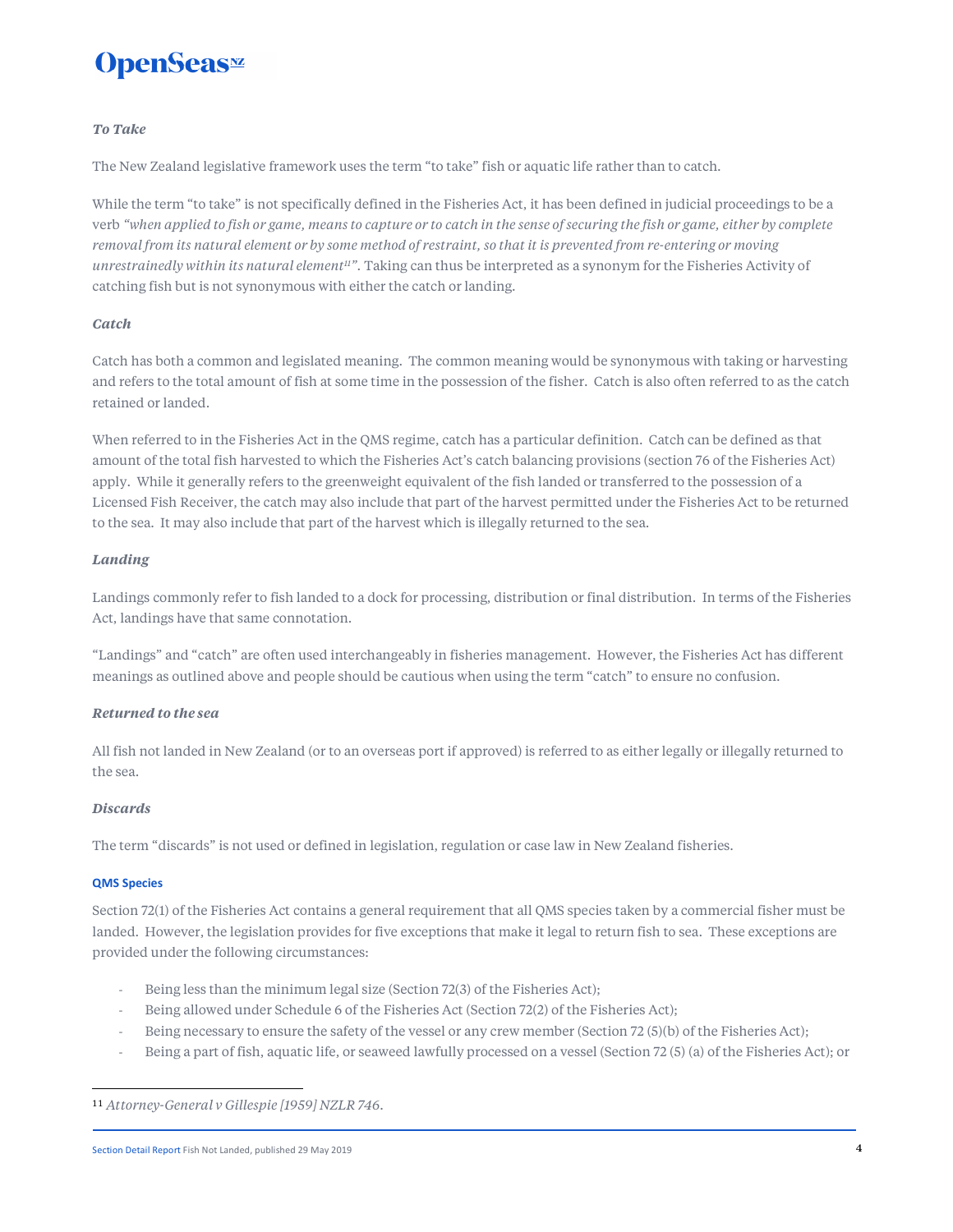### *To Take*

The New Zealand legislative framework uses the term "to take" fish or aquatic life rather than to catch.

While the term "to take" is not specifically defined in the Fisheries Act, it has been defined in judicial proceedings to be a verb *"when applied to fish or game, means to capture or to catch in the sense of securing the fish or game, either by complete removal from its natural element or by some method of restraint, so that it is prevented from re-entering or moving unrestrainedly within its natural element*[11]*"*. Taking can thus be interpreted as a synonym for the Fisheries Activity of catching fish but is not synonymous with either the catch or landing.

### *Catch*

Catch has both a common and legislated meaning. The common meaning would be synonymous with taking or harvesting and refers to the total amount of fish at some time in the possession of the fisher. Catch is also often referred to as the catch retained or landed.

When referred to in the Fisheries Act in the QMS regime, catch has a particular definition. Catch can be defined as that amount of the total fish harvested to which the Fisheries Act's catch balancing provisions (section 76 of the Fisheries Act) apply. While it generally refers to the greenweight equivalent of the fish landed or transferred to the possession of a Licensed Fish Receiver, the catch may also include that part of the harvest permitted under the Fisheries Act to be returned to the sea. It may also include that part of the harvest which is illegally returned to the sea.

### *Landing*

Landings commonly refer to fish landed to a dock for processing, distribution or final distribution. In terms of the Fisheries Act, landings have that same connotation.

"Landings" and "catch" are often used interchangeably in fisheries management. However, the Fisheries Act has different meanings as outlined above and people should be cautious when using the term "catch" to ensure no confusion.

### *Returned to the sea*

All fish not landed in New Zealand (or to an overseas port if approved) is referred to as either legally or illegally returned to the sea.

### *Discards*

The term "discards" is not used or defined in legislation, regulation or case law in New Zealand fisheries.

#### QMS Species

Section 72(1) of the Fisheries Act contains a general requirement that all QMS species taken by a commercial fisher must be landed. However, the legislation provides for five exceptions that make it legal to return fish to sea. These exceptions are provided under the following circumstances:

- Being less than the minimum legal size (Section 72(3) of the Fisheries Act);
- Being allowed under Schedule 6 of the Fisheries Act (Section 72(2) of the Fisheries Act);
- Being necessary to ensure the safety of the vessel or any crew member (Section 72 (5)(b) of the Fisheries Act);
- Being a part of fish, aquatic life, or seaweed lawfully processed on a vessel (Section 72 (5) (a) of the Fisheries Act); or

[11] *Attorney-General v Gillespie [1959] NZLR 746*.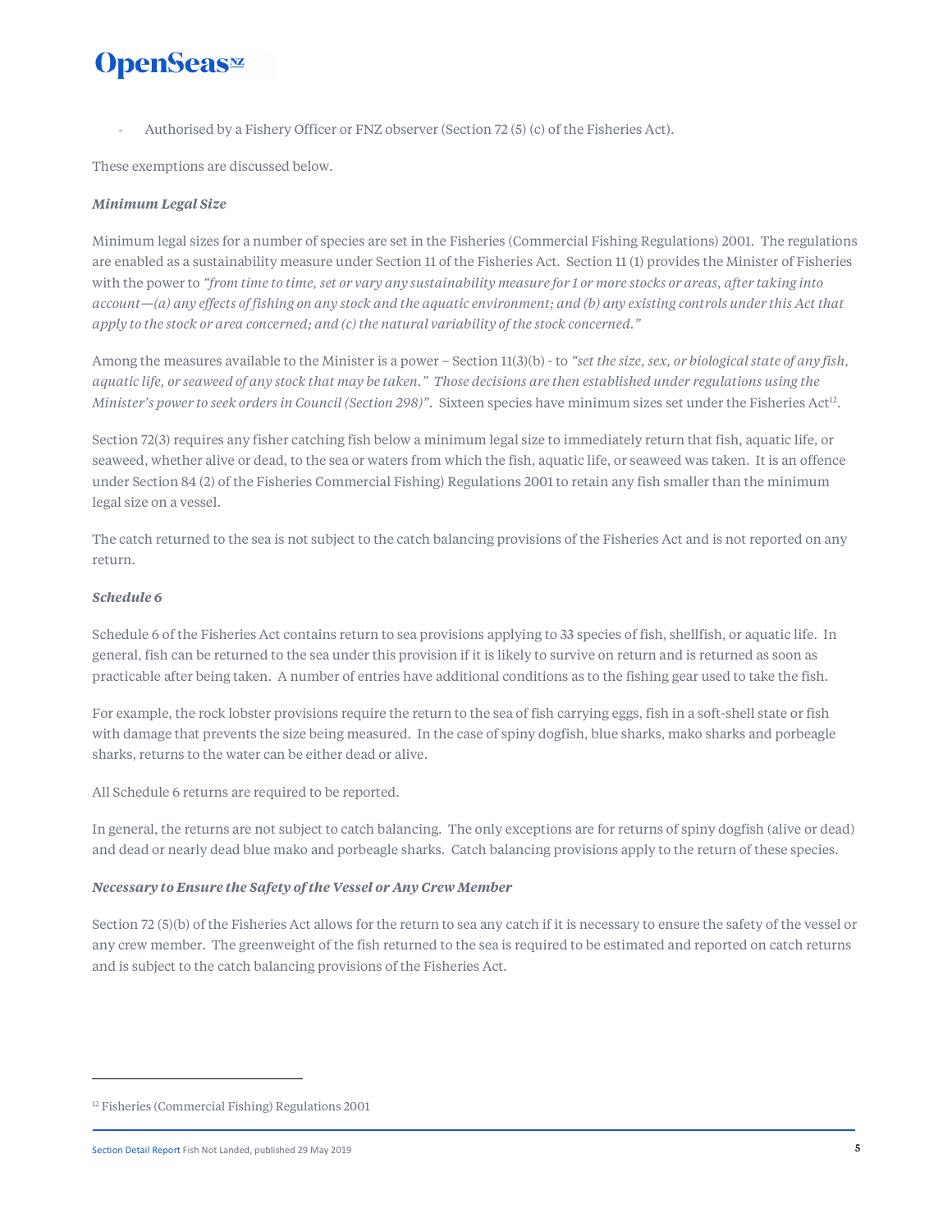- Authorised by a Fishery Officer or FNZ observer (Section 72 (5) (c) of the Fisheries Act).

These exemptions are discussed below.

***Minimum Legal Size***

Minimum legal sizes for a number of species are set in the Fisheries (Commercial Fishing Regulations) 2001. The regulations are enabled as a sustainability measure under Section 11 of the Fisheries Act. Section 11 (1) provides the Minister of Fisheries with the power to *"from time to time, set or vary any sustainability measure for 1 or more stocks or areas, after taking into account—(a) any effects of fishing on any stock and the aquatic environment; and (b) any existing controls under this Act that apply to the stock or area concerned; and (c) the natural variability of the stock concerned."*

Among the measures available to the Minister is a power – Section 11(3)(b) - to *"set the size, sex, or biological state of any fish, aquatic life, or seaweed of any stock that may be taken." Those decisions are then established under regulations using the Minister's power to seek orders in Council (Section 298)"*. Sixteen species have minimum sizes set under the Fisheries Act[12].

Section 72(3) requires any fisher catching fish below a minimum legal size to immediately return that fish, aquatic life, or seaweed, whether alive or dead, to the sea or waters from which the fish, aquatic life, or seaweed was taken. It is an offence under Section 84 (2) of the Fisheries Commercial Fishing) Regulations 2001 to retain any fish smaller than the minimum legal size on a vessel.

The catch returned to the sea is not subject to the catch balancing provisions of the Fisheries Act and is not reported on any return.

***Schedule 6***

Schedule 6 of the Fisheries Act contains return to sea provisions applying to 33 species of fish, shellfish, or aquatic life. In general, fish can be returned to the sea under this provision if it is likely to survive on return and is returned as soon as practicable after being taken. A number of entries have additional conditions as to the fishing gear used to take the fish.

For example, the rock lobster provisions require the return to the sea of fish carrying eggs, fish in a soft-shell state or fish with damage that prevents the size being measured. In the case of spiny dogfish, blue sharks, mako sharks and porbeagle sharks, returns to the water can be either dead or alive.

All Schedule 6 returns are required to be reported.

In general, the returns are not subject to catch balancing. The only exceptions are for returns of spiny dogfish (alive or dead) and dead or nearly dead blue mako and porbeagle sharks. Catch balancing provisions apply to the return of these species.

***Necessary to Ensure the Safety of the Vessel or Any Crew Member***

Section 72 (5)(b) of the Fisheries Act allows for the return to sea any catch if it is necessary to ensure the safety of the vessel or any crew member. The greenweight of the fish returned to the sea is required to be estimated and reported on catch returns and is subject to the catch balancing provisions of the Fisheries Act.

---

[12] Fisheries (Commercial Fishing) Regulations 2001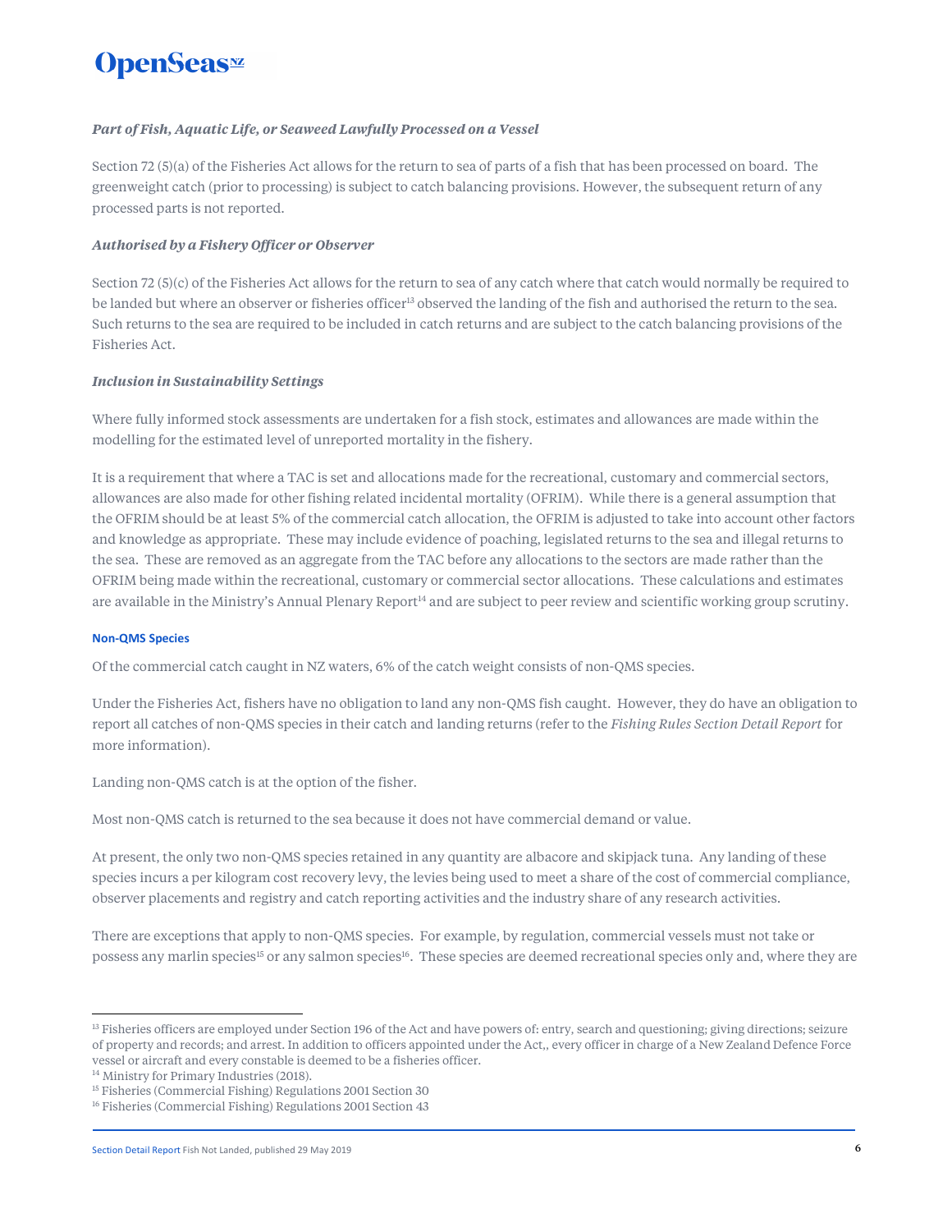### *Part of Fish, Aquatic Life, or Seaweed Lawfully Processed on a Vessel*

Section 72 (5)(a) of the Fisheries Act allows for the return to sea of parts of a fish that has been processed on board. The greenweight catch (prior to processing) is subject to catch balancing provisions. However, the subsequent return of any processed parts is not reported.

### *Authorised by a Fishery Officer or Observer*

Section 72 (5)(c) of the Fisheries Act allows for the return to sea of any catch where that catch would normally be required to be landed but where an observer or fisheries officer[13] observed the landing of the fish and authorised the return to the sea. Such returns to the sea are required to be included in catch returns and are subject to the catch balancing provisions of the Fisheries Act.

### *Inclusion in Sustainability Settings*

Where fully informed stock assessments are undertaken for a fish stock, estimates and allowances are made within the modelling for the estimated level of unreported mortality in the fishery.

It is a requirement that where a TAC is set and allocations made for the recreational, customary and commercial sectors, allowances are also made for other fishing related incidental mortality (OFRIM). While there is a general assumption that the OFRIM should be at least 5% of the commercial catch allocation, the OFRIM is adjusted to take into account other factors and knowledge as appropriate. These may include evidence of poaching, legislated returns to the sea and illegal returns to the sea. These are removed as an aggregate from the TAC before any allocations to the sectors are made rather than the OFRIM being made within the recreational, customary or commercial sector allocations. These calculations and estimates are available in the Ministry's Annual Plenary Report[14] and are subject to peer review and scientific working group scrutiny.

## Non-QMS Species

Of the commercial catch caught in NZ waters, 6% of the catch weight consists of non-QMS species.

Under the Fisheries Act, fishers have no obligation to land any non-QMS fish caught. However, they do have an obligation to report all catches of non-QMS species in their catch and landing returns (refer to the *Fishing Rules Section Detail Report* for more information).

Landing non-QMS catch is at the option of the fisher.

Most non-QMS catch is returned to the sea because it does not have commercial demand or value.

At present, the only two non-QMS species retained in any quantity are albacore and skipjack tuna. Any landing of these species incurs a per kilogram cost recovery levy, the levies being used to meet a share of the cost of commercial compliance, observer placements and registry and catch reporting activities and the industry share of any research activities.

There are exceptions that apply to non-QMS species. For example, by regulation, commercial vessels must not take or possess any marlin species[15] or any salmon species[16]. These species are deemed recreational species only and, where they are

---

[13] Fisheries officers are employed under Section 196 of the Act and have powers of: entry, search and questioning; giving directions; seizure of property and records; and arrest. In addition to officers appointed under the Act,, every officer in charge of a New Zealand Defence Force vessel or aircraft and every constable is deemed to be a fisheries officer.

[14] Ministry for Primary Industries (2018).

[15] Fisheries (Commercial Fishing) Regulations 2001 Section 30

[16] Fisheries (Commercial Fishing) Regulations 2001 Section 43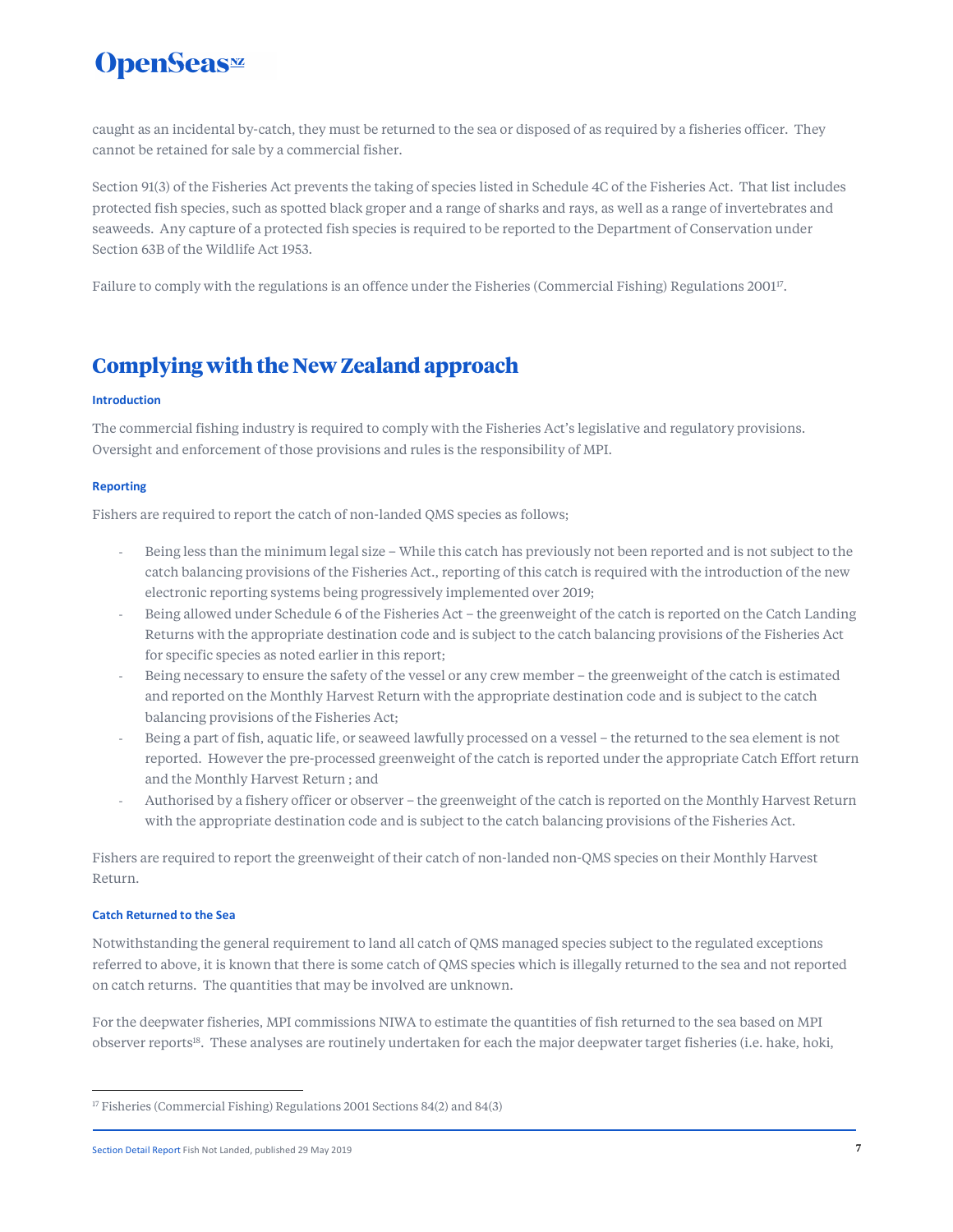caught as an incidental by-catch, they must be returned to the sea or disposed of as required by a fisheries officer. They cannot be retained for sale by a commercial fisher.

Section 91(3) of the Fisheries Act prevents the taking of species listed in Schedule 4C of the Fisheries Act. That list includes protected fish species, such as spotted black groper and a range of sharks and rays, as well as a range of invertebrates and seaweeds. Any capture of a protected fish species is required to be reported to the Department of Conservation under Section 63B of the Wildlife Act 1953.

Failure to comply with the regulations is an offence under the Fisheries (Commercial Fishing) Regulations 2001[17].

## Complying with the New Zealand approach

#### Introduction

The commercial fishing industry is required to comply with the Fisheries Act's legislative and regulatory provisions. Oversight and enforcement of those provisions and rules is the responsibility of MPI.

#### Reporting

Fishers are required to report the catch of non-landed QMS species as follows;

- Being less than the minimum legal size – While this catch has previously not been reported and is not subject to the catch balancing provisions of the Fisheries Act., reporting of this catch is required with the introduction of the new electronic reporting systems being progressively implemented over 2019;
- Being allowed under Schedule 6 of the Fisheries Act – the greenweight of the catch is reported on the Catch Landing Returns with the appropriate destination code and is subject to the catch balancing provisions of the Fisheries Act for specific species as noted earlier in this report;
- Being necessary to ensure the safety of the vessel or any crew member – the greenweight of the catch is estimated and reported on the Monthly Harvest Return with the appropriate destination code and is subject to the catch balancing provisions of the Fisheries Act;
- Being a part of fish, aquatic life, or seaweed lawfully processed on a vessel – the returned to the sea element is not reported. However the pre-processed greenweight of the catch is reported under the appropriate Catch Effort return and the Monthly Harvest Return ; and
- Authorised by a fishery officer or observer – the greenweight of the catch is reported on the Monthly Harvest Return with the appropriate destination code and is subject to the catch balancing provisions of the Fisheries Act.

Fishers are required to report the greenweight of their catch of non-landed non-QMS species on their Monthly Harvest Return.

#### Catch Returned to the Sea

Notwithstanding the general requirement to land all catch of QMS managed species subject to the regulated exceptions referred to above, it is known that there is some catch of QMS species which is illegally returned to the sea and not reported on catch returns. The quantities that may be involved are unknown.

For the deepwater fisheries, MPI commissions NIWA to estimate the quantities of fish returned to the sea based on MPI observer reports[18]. These analyses are routinely undertaken for each the major deepwater target fisheries (i.e. hake, hoki,

[17] Fisheries (Commercial Fishing) Regulations 2001 Sections 84(2) and 84(3)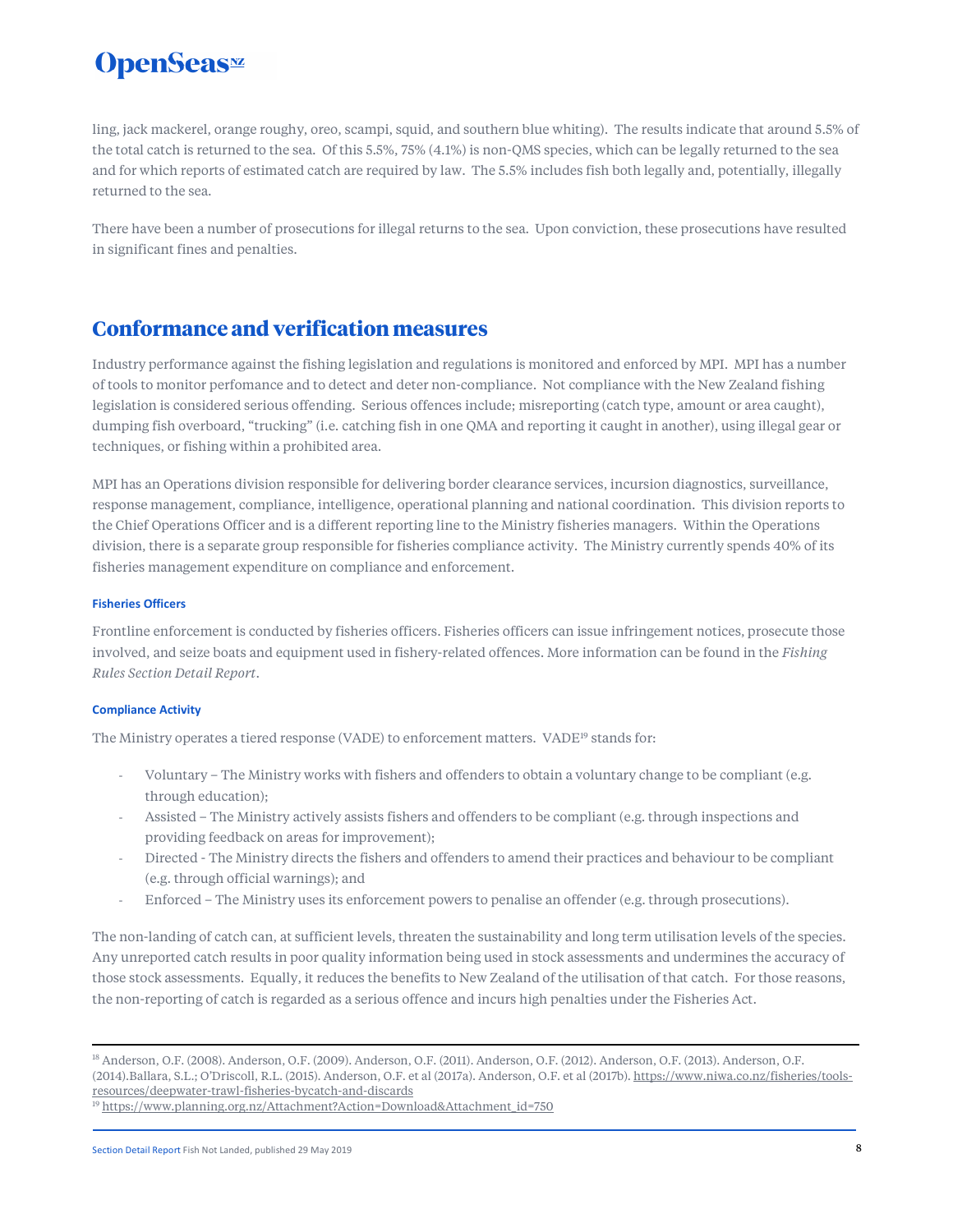ling, jack mackerel, orange roughy, oreo, scampi, squid, and southern blue whiting). The results indicate that around 5.5% of the total catch is returned to the sea. Of this 5.5%, 75% (4.1%) is non-QMS species, which can be legally returned to the sea and for which reports of estimated catch are required by law. The 5.5% includes fish both legally and, potentially, illegally returned to the sea.

There have been a number of prosecutions for illegal returns to the sea. Upon conviction, these prosecutions have resulted in significant fines and penalties.

## Conformance and verification measures

Industry performance against the fishing legislation and regulations is monitored and enforced by MPI. MPI has a number of tools to monitor perfomance and to detect and deter non-compliance. Not compliance with the New Zealand fishing legislation is considered serious offending. Serious offences include; misreporting (catch type, amount or area caught), dumping fish overboard, "trucking" (i.e. catching fish in one QMA and reporting it caught in another), using illegal gear or techniques, or fishing within a prohibited area.

MPI has an Operations division responsible for delivering border clearance services, incursion diagnostics, surveillance, response management, compliance, intelligence, operational planning and national coordination. This division reports to the Chief Operations Officer and is a different reporting line to the Ministry fisheries managers. Within the Operations division, there is a separate group responsible for fisheries compliance activity. The Ministry currently spends 40% of its fisheries management expenditure on compliance and enforcement.

#### Fisheries Officers

Frontline enforcement is conducted by fisheries officers. Fisheries officers can issue infringement notices, prosecute those involved, and seize boats and equipment used in fishery-related offences. More information can be found in the *Fishing Rules Section Detail Report*.

#### Compliance Activity

The Ministry operates a tiered response (VADE) to enforcement matters. VADE[19] stands for:

- Voluntary – The Ministry works with fishers and offenders to obtain a voluntary change to be compliant (e.g. through education);
- Assisted – The Ministry actively assists fishers and offenders to be compliant (e.g. through inspections and providing feedback on areas for improvement);
- Directed - The Ministry directs the fishers and offenders to amend their practices and behaviour to be compliant (e.g. through official warnings); and
- Enforced – The Ministry uses its enforcement powers to penalise an offender (e.g. through prosecutions).

The non-landing of catch can, at sufficient levels, threaten the sustainability and long term utilisation levels of the species. Any unreported catch results in poor quality information being used in stock assessments and undermines the accuracy of those stock assessments. Equally, it reduces the benefits to New Zealand of the utilisation of that catch. For those reasons, the non-reporting of catch is regarded as a serious offence and incurs high penalties under the Fisheries Act.

---

[18] Anderson, O.F. (2008). Anderson, O.F. (2009). Anderson, O.F. (2011). Anderson, O.F. (2012). Anderson, O.F. (2013). Anderson, O.F. (2014).Ballara, S.L.; O'Driscoll, R.L. (2015). Anderson, O.F. et al (2017a). Anderson, O.F. et al (2017b). https://www.niwa.co.nz/fisheries/tools-resources/deepwater-trawl-fisheries-bycatch-and-discards

[19] https://www.planning.org.nz/Attachment?Action=Download&Attachment_id=750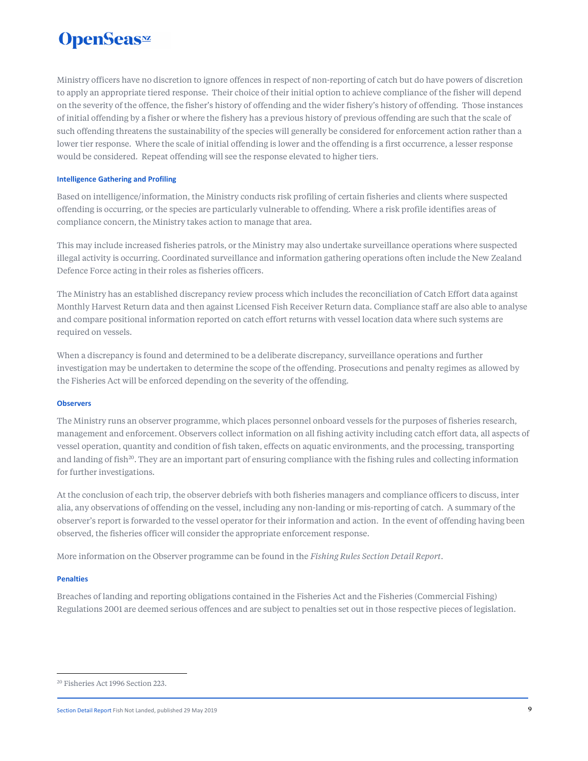Ministry officers have no discretion to ignore offences in respect of non-reporting of catch but do have powers of discretion to apply an appropriate tiered response. Their choice of their initial option to achieve compliance of the fisher will depend on the severity of the offence, the fisher's history of offending and the wider fishery's history of offending. Those instances of initial offending by a fisher or where the fisher has a previous history of previous offending are such that the scale of such offending threatens the sustainability of the species will generally be considered for enforcement action rather than a lower tier response. Where the scale of initial offending is lower and the offending is a first occurrence, a lesser response would be considered. Repeat offending will see the response elevated to higher tiers.

#### Intelligence Gathering and Profiling

Based on intelligence/information, the Ministry conducts risk profiling of certain fisheries and clients where suspected offending is occurring, or the species are particularly vulnerable to offending. Where a risk profile identifies areas of compliance concern, the Ministry takes action to manage that area.

This may include increased fisheries patrols, or the Ministry may also undertake surveillance operations where suspected illegal activity is occurring. Coordinated surveillance and information gathering operations often include the New Zealand Defence Force acting in their roles as fisheries officers.

The Ministry has an established discrepancy review process which includes the reconciliation of Catch Effort data against Monthly Harvest Return data and then against Licensed Fish Receiver Return data. Compliance staff are also able to analyse and compare positional information reported on catch effort returns with vessel location data where such systems are required on vessels.

When a discrepancy is found and determined to be a deliberate discrepancy, surveillance operations and further investigation may be undertaken to determine the scope of the offending. Prosecutions and penalty regimes as allowed by the Fisheries Act will be enforced depending on the severity of the offending.

#### Observers

The Ministry runs an observer programme, which places personnel onboard vessels for the purposes of fisheries research, management and enforcement. Observers collect information on all fishing activity including catch effort data, all aspects of vessel operation, quantity and condition of fish taken, effects on aquatic environments, and the processing, transporting and landing of fish[20]. They are an important part of ensuring compliance with the fishing rules and collecting information for further investigations.

At the conclusion of each trip, the observer debriefs with both fisheries managers and compliance officers to discuss, inter alia, any observations of offending on the vessel, including any non-landing or mis-reporting of catch. A summary of the observer's report is forwarded to the vessel operator for their information and action. In the event of offending having been observed, the fisheries officer will consider the appropriate enforcement response.

More information on the Observer programme can be found in the *Fishing Rules Section Detail Report*.

#### Penalties

Breaches of landing and reporting obligations contained in the Fisheries Act and the Fisheries (Commercial Fishing) Regulations 2001 are deemed serious offences and are subject to penalties set out in those respective pieces of legislation.

---

[20] Fisheries Act 1996 Section 223.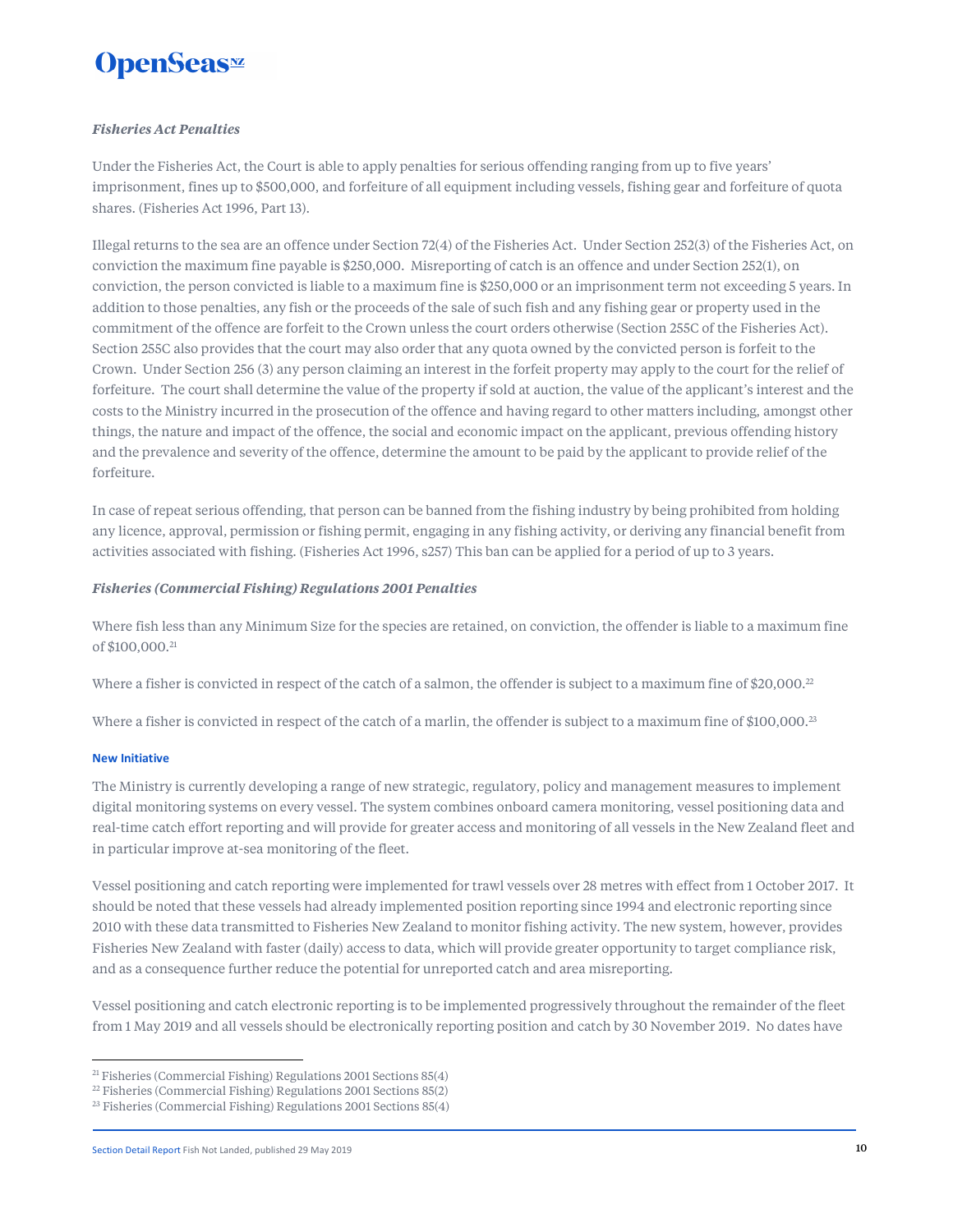### *Fisheries Act Penalties*

Under the Fisheries Act, the Court is able to apply penalties for serious offending ranging from up to five years' imprisonment, fines up to $500,000, and forfeiture of all equipment including vessels, fishing gear and forfeiture of quota shares. (Fisheries Act 1996, Part 13).

Illegal returns to the sea are an offence under Section 72(4) of the Fisheries Act. Under Section 252(3) of the Fisheries Act, on conviction the maximum fine payable is $250,000. Misreporting of catch is an offence and under Section 252(1), on conviction, the person convicted is liable to a maximum fine is $250,000 or an imprisonment term not exceeding 5 years. In addition to those penalties, any fish or the proceeds of the sale of such fish and any fishing gear or property used in the commitment of the offence are forfeit to the Crown unless the court orders otherwise (Section 255C of the Fisheries Act). Section 255C also provides that the court may also order that any quota owned by the convicted person is forfeit to the Crown. Under Section 256 (3) any person claiming an interest in the forfeit property may apply to the court for the relief of forfeiture. The court shall determine the value of the property if sold at auction, the value of the applicant's interest and the costs to the Ministry incurred in the prosecution of the offence and having regard to other matters including, amongst other things, the nature and impact of the offence, the social and economic impact on the applicant, previous offending history and the prevalence and severity of the offence, determine the amount to be paid by the applicant to provide relief of the forfeiture.

In case of repeat serious offending, that person can be banned from the fishing industry by being prohibited from holding any licence, approval, permission or fishing permit, engaging in any fishing activity, or deriving any financial benefit from activities associated with fishing. (Fisheries Act 1996, s257) This ban can be applied for a period of up to 3 years.

### *Fisheries (Commercial Fishing) Regulations 2001 Penalties*

Where fish less than any Minimum Size for the species are retained, on conviction, the offender is liable to a maximum fine of $100,000.[21]

Where a fisher is convicted in respect of the catch of a salmon, the offender is subject to a maximum fine of $20,000.[22]

Where a fisher is convicted in respect of the catch of a marlin, the offender is subject to a maximum fine of $100,000.[23]

#### New Initiative

The Ministry is currently developing a range of new strategic, regulatory, policy and management measures to implement digital monitoring systems on every vessel. The system combines onboard camera monitoring, vessel positioning data and real-time catch effort reporting and will provide for greater access and monitoring of all vessels in the New Zealand fleet and in particular improve at-sea monitoring of the fleet.

Vessel positioning and catch reporting were implemented for trawl vessels over 28 metres with effect from 1 October 2017. It should be noted that these vessels had already implemented position reporting since 1994 and electronic reporting since 2010 with these data transmitted to Fisheries New Zealand to monitor fishing activity. The new system, however, provides Fisheries New Zealand with faster (daily) access to data, which will provide greater opportunity to target compliance risk, and as a consequence further reduce the potential for unreported catch and area misreporting.

Vessel positioning and catch electronic reporting is to be implemented progressively throughout the remainder of the fleet from 1 May 2019 and all vessels should be electronically reporting position and catch by 30 November 2019. No dates have

---

[21] Fisheries (Commercial Fishing) Regulations 2001 Sections 85(4)
[22] Fisheries (Commercial Fishing) Regulations 2001 Sections 85(2)
[23] Fisheries (Commercial Fishing) Regulations 2001 Sections 85(4)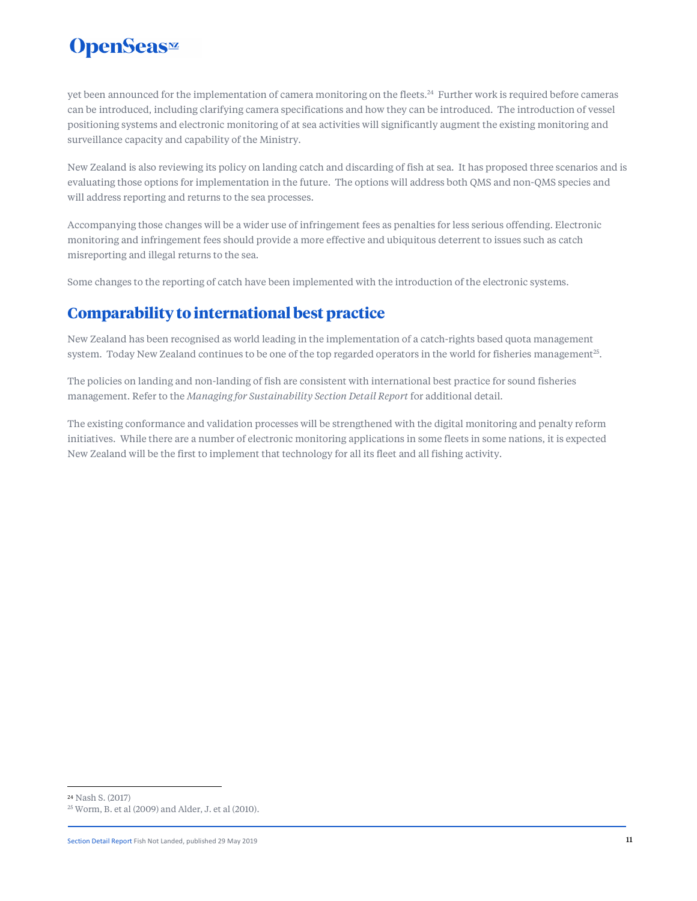yet been announced for the implementation of camera monitoring on the fleets.[24] Further work is required before cameras can be introduced, including clarifying camera specifications and how they can be introduced. The introduction of vessel positioning systems and electronic monitoring of at sea activities will significantly augment the existing monitoring and surveillance capacity and capability of the Ministry.

New Zealand is also reviewing its policy on landing catch and discarding of fish at sea. It has proposed three scenarios and is evaluating those options for implementation in the future. The options will address both QMS and non-QMS species and will address reporting and returns to the sea processes.

Accompanying those changes will be a wider use of infringement fees as penalties for less serious offending. Electronic monitoring and infringement fees should provide a more effective and ubiquitous deterrent to issues such as catch misreporting and illegal returns to the sea.

Some changes to the reporting of catch have been implemented with the introduction of the electronic systems.

## Comparability to international best practice

New Zealand has been recognised as world leading in the implementation of a catch-rights based quota management system. Today New Zealand continues to be one of the top regarded operators in the world for fisheries management[25].

The policies on landing and non-landing of fish are consistent with international best practice for sound fisheries management. Refer to the *Managing for Sustainability Section Detail Report* for additional detail.

The existing conformance and validation processes will be strengthened with the digital monitoring and penalty reform initiatives. While there are a number of electronic monitoring applications in some fleets in some nations, it is expected New Zealand will be the first to implement that technology for all its fleet and all fishing activity.

---

[24] Nash S. (2017)

[25] Worm, B. et al (2009) and Alder, J. et al (2010).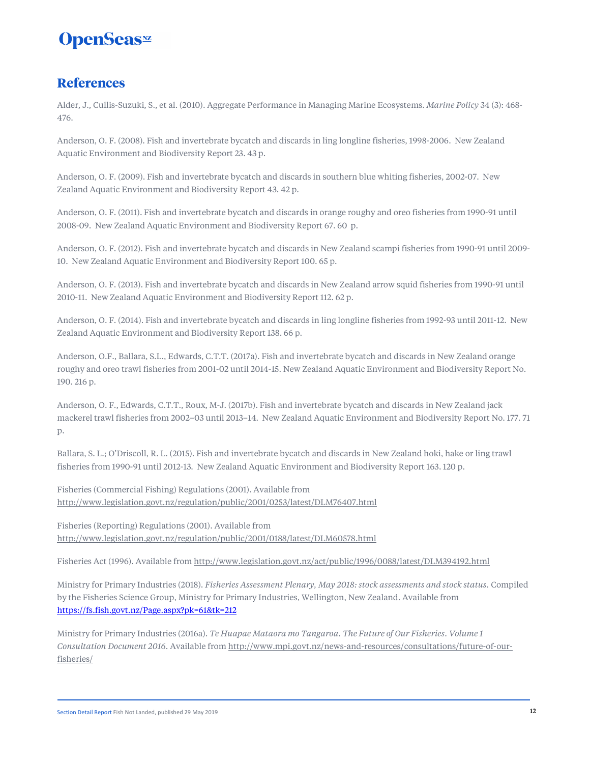## References

Alder, J., Cullis-Suzuki, S., et al. (2010). Aggregate Performance in Managing Marine Ecosystems. *Marine Policy* 34 (3): 468-476.

Anderson, O. F. (2008). Fish and invertebrate bycatch and discards in ling longline fisheries, 1998-2006. New Zealand Aquatic Environment and Biodiversity Report 23. 43 p.

Anderson, O. F. (2009). Fish and invertebrate bycatch and discards in southern blue whiting fisheries, 2002-07. New Zealand Aquatic Environment and Biodiversity Report 43. 42 p.

Anderson, O. F. (2011). Fish and invertebrate bycatch and discards in orange roughy and oreo fisheries from 1990-91 until 2008-09. New Zealand Aquatic Environment and Biodiversity Report 67. 60 p.

Anderson, O. F. (2012). Fish and invertebrate bycatch and discards in New Zealand scampi fisheries from 1990-91 until 2009-10. New Zealand Aquatic Environment and Biodiversity Report 100. 65 p.

Anderson, O. F. (2013). Fish and invertebrate bycatch and discards in New Zealand arrow squid fisheries from 1990-91 until 2010-11. New Zealand Aquatic Environment and Biodiversity Report 112. 62 p.

Anderson, O. F. (2014). Fish and invertebrate bycatch and discards in ling longline fisheries from 1992-93 until 2011-12. New Zealand Aquatic Environment and Biodiversity Report 138. 66 p.

Anderson, O.F., Ballara, S.L., Edwards, C.T.T. (2017a). Fish and invertebrate bycatch and discards in New Zealand orange roughy and oreo trawl fisheries from 2001-02 until 2014-15. New Zealand Aquatic Environment and Biodiversity Report No. 190. 216 p.

Anderson, O. F., Edwards, C.T.T., Roux, M-J. (2017b). Fish and invertebrate bycatch and discards in New Zealand jack mackerel trawl fisheries from 2002–03 until 2013–14. New Zealand Aquatic Environment and Biodiversity Report No. 177. 71 p.

Ballara, S. L.; O'Driscoll, R. L. (2015). Fish and invertebrate bycatch and discards in New Zealand hoki, hake or ling trawl fisheries from 1990-91 until 2012-13. New Zealand Aquatic Environment and Biodiversity Report 163. 120 p.

Fisheries (Commercial Fishing) Regulations (2001). Available from http://www.legislation.govt.nz/regulation/public/2001/0253/latest/DLM76407.html

Fisheries (Reporting) Regulations (2001). Available from http://www.legislation.govt.nz/regulation/public/2001/0188/latest/DLM60578.html

Fisheries Act (1996). Available from http://www.legislation.govt.nz/act/public/1996/0088/latest/DLM394192.html

Ministry for Primary Industries (2018). *Fisheries Assessment Plenary, May 2018: stock assessments and stock status.* Compiled by the Fisheries Science Group, Ministry for Primary Industries, Wellington, New Zealand. Available from https://fs.fish.govt.nz/Page.aspx?pk=61&tk=212

Ministry for Primary Industries (2016a). *Te Huapae Mataora mo Tangaroa. The Future of Our Fisheries. Volume 1 Consultation Document 2016.* Available from http://www.mpi.govt.nz/news-and-resources/consultations/future-of-our-fisheries/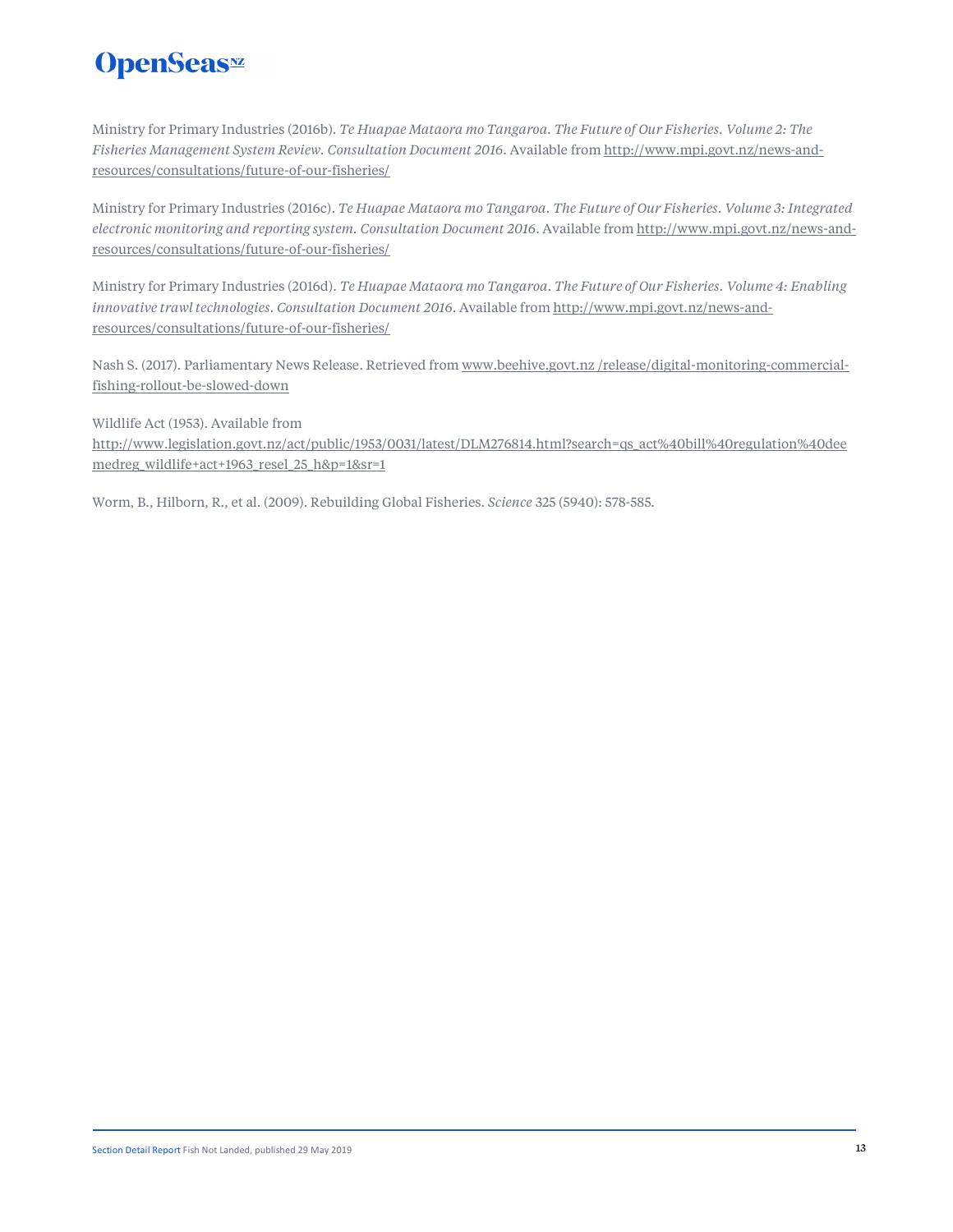Ministry for Primary Industries (2016b). *Te Huapae Mataora mo Tangaroa. The Future of Our Fisheries. Volume 2: The Fisheries Management System Review. Consultation Document 2016*. Available from http://www.mpi.govt.nz/news-and-resources/consultations/future-of-our-fisheries/

Ministry for Primary Industries (2016c). *Te Huapae Mataora mo Tangaroa. The Future of Our Fisheries. Volume 3: Integrated electronic monitoring and reporting system. Consultation Document 2016*. Available from http://www.mpi.govt.nz/news-and-resources/consultations/future-of-our-fisheries/

Ministry for Primary Industries (2016d). *Te Huapae Mataora mo Tangaroa. The Future of Our Fisheries. Volume 4: Enabling innovative trawl technologies. Consultation Document 2016*. Available from http://www.mpi.govt.nz/news-and-resources/consultations/future-of-our-fisheries/

Nash S. (2017). Parliamentary News Release. Retrieved from www.beehive.govt.nz /release/digital-monitoring-commercial-fishing-rollout-be-slowed-down

Wildlife Act (1953). Available from http://www.legislation.govt.nz/act/public/1953/0031/latest/DLM276814.html?search=qs_act%40bill%40regulation%40deemedreg_wildlife+act+1963_resel_25_h&p=1&sr=1

Worm, B., Hilborn, R., et al. (2009). Rebuilding Global Fisheries. *Science* 325 (5940): 578-585.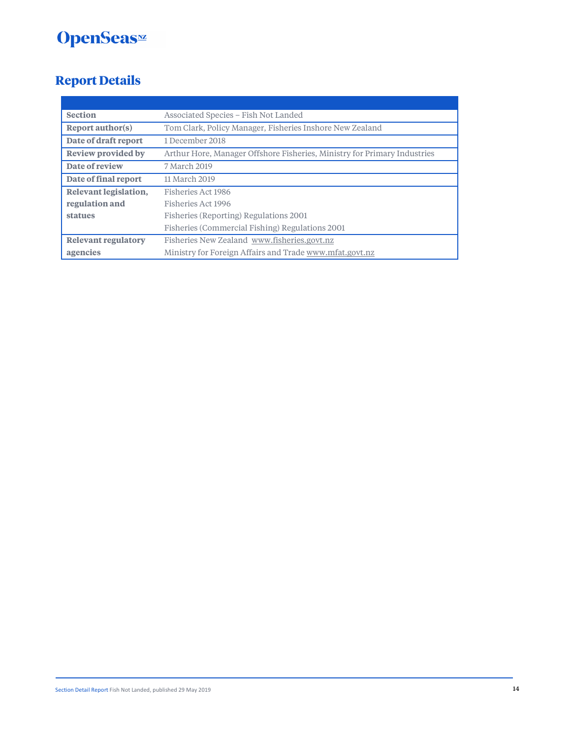# Report Details

| | |
|---|---|
| **Section** | Associated Species – Fish Not Landed |
| **Report author(s)** | Tom Clark, Policy Manager, Fisheries Inshore New Zealand |
| **Date of draft report** | 1 December 2018 |
| **Review provided by** | Arthur Hore, Manager Offshore Fisheries, Ministry for Primary Industries |
| **Date of review** | 7 March 2019 |
| **Date of final report** | 11 March 2019 |
| **Relevant legislation, regulation and statues** | Fisheries Act 1986<br>Fisheries Act 1996<br>Fisheries (Reporting) Regulations 2001<br>Fisheries (Commercial Fishing) Regulations 2001 |
| **Relevant regulatory agencies** | Fisheries New Zealand www.fisheries.govt.nz<br>Ministry for Foreign Affairs and Trade www.mfat.govt.nz |